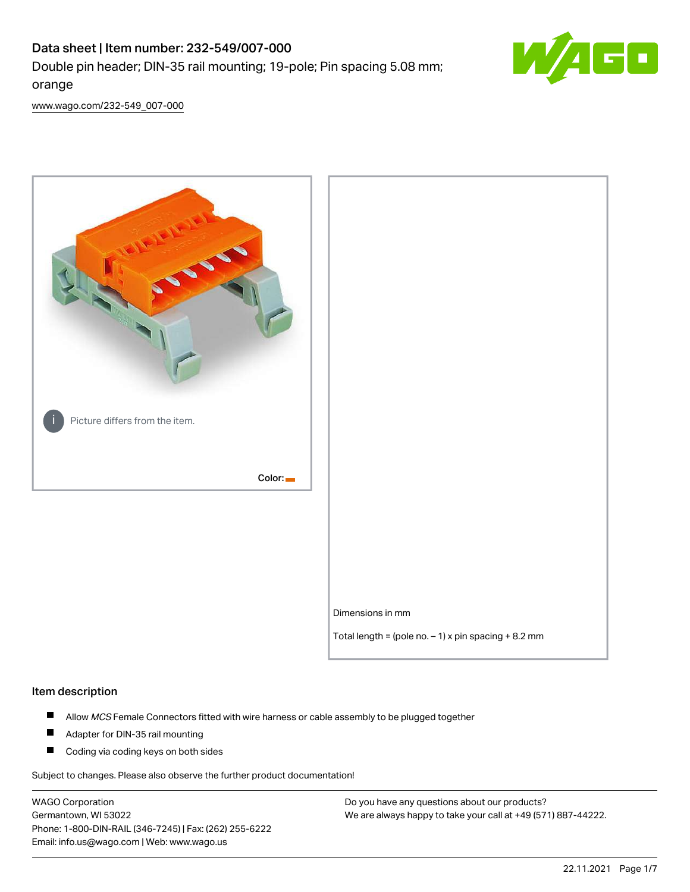# Data sheet | Item number: 232-549/007-000

Double pin header; DIN-35 rail mounting; 19-pole; Pin spacing 5.08 mm; orange

www.wago.com/232-549_007-000

Picture differs from the item.

Color:

Dimensions in mm

Total length = (pole no. – 1) x pin spacing + 8.2 mm

## Item description

- Allow *MCS* Female Connectors fitted with wire harness or cable assembly to be plugged together
- Adapter for DIN-35 rail mounting
- Coding via coding keys on both sides

Subject to changes. Please also observe the further product documentation!

WAGO Corporation
Germantown, WI 53022
Phone: 1-800-DIN-RAIL (346-7245) | Fax: (262) 255-6222
Email: info.us@wago.com | Web: www.wago.us

Do you have any questions about our products?
We are always happy to take your call at +49 (571) 887-44222.

22.11.2021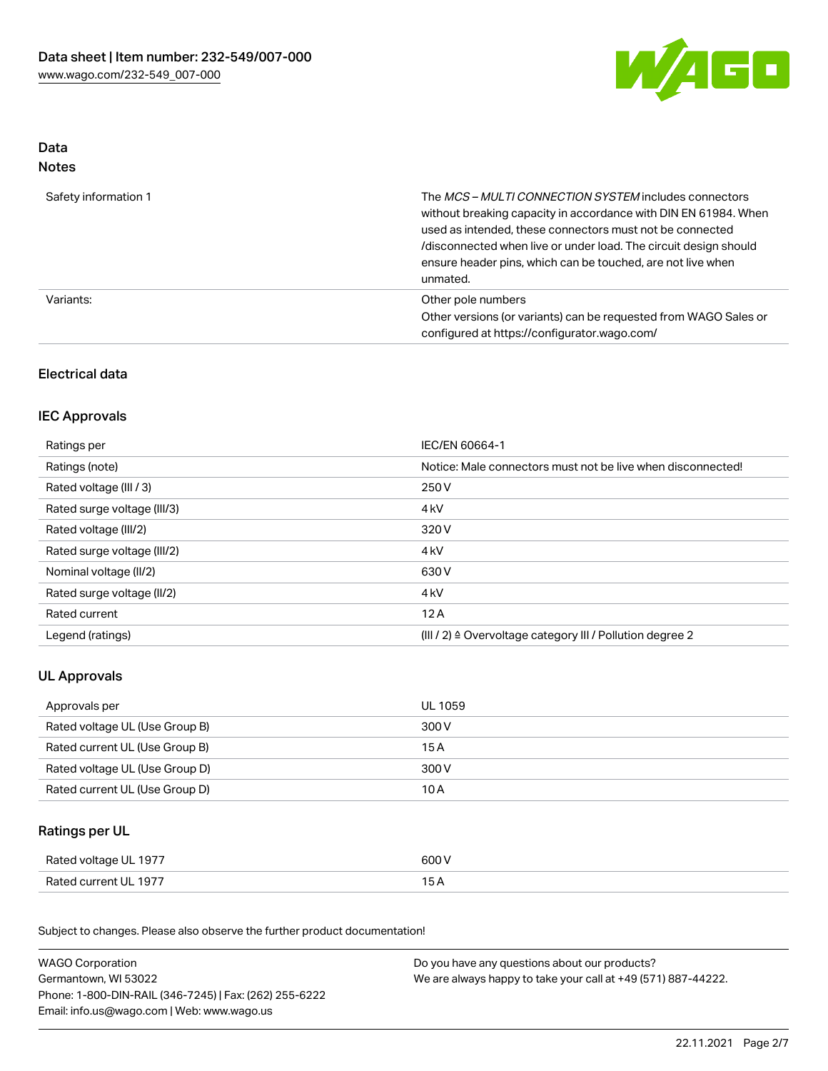## Data
### Notes

| | |
|---|---|
| Safety information 1 | The *MCS – MULTI CONNECTION SYSTEM* includes connectors without breaking capacity in accordance with DIN EN 61984. When used as intended, these connectors must not be connected /disconnected when live or under load. The circuit design should ensure header pins, which can be touched, are not live when unmated. |
| Variants: | Other pole numbers<br>Other versions (or variants) can be requested from WAGO Sales or configured at https://configurator.wago.com/ |

### Electrical data

#### IEC Approvals

| | |
|---|---|
| Ratings per | IEC/EN 60664-1 |
| Ratings (note) | Notice: Male connectors must not be live when disconnected! |
| Rated voltage (III / 3) | 250 V |
| Rated surge voltage (III/3) | 4 kV |
| Rated voltage (III/2) | 320 V |
| Rated surge voltage (III/2) | 4 kV |
| Nominal voltage (II/2) | 630 V |
| Rated surge voltage (II/2) | 4 kV |
| Rated current | 12 A |
| Legend (ratings) | (III / 2) ≙ Overvoltage category III / Pollution degree 2 |

#### UL Approvals

| | |
|---|---|
| Approvals per | UL 1059 |
| Rated voltage UL (Use Group B) | 300 V |
| Rated current UL (Use Group B) | 15 A |
| Rated voltage UL (Use Group D) | 300 V |
| Rated current UL (Use Group D) | 10 A |

#### Ratings per UL

| | |
|---|---|
| Rated voltage UL 1977 | 600 V |
| Rated current UL 1977 | 15 A |

Subject to changes. Please also observe the further product documentation!

WAGO Corporation
Germantown, WI 53022
Phone: 1-800-DIN-RAIL (346-7245) | Fax: (262) 255-6222
Email: info.us@wago.com | Web: www.wago.us

Do you have any questions about our products?
We are always happy to take your call at +49 (571) 887-44222.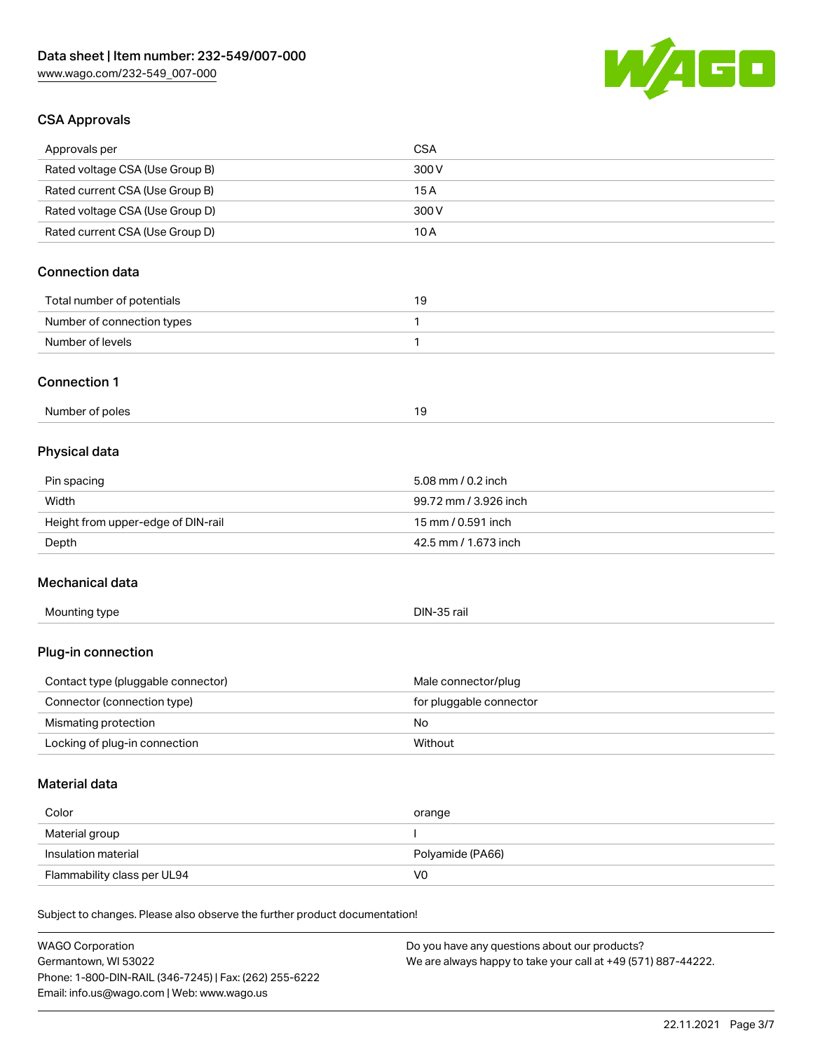## CSA Approvals

| Approvals per | CSA |
|---|---|
| Rated voltage CSA (Use Group B) | 300 V |
| Rated current CSA (Use Group B) | 15 A |
| Rated voltage CSA (Use Group D) | 300 V |
| Rated current CSA (Use Group D) | 10 A |

## Connection data

| Total number of potentials | 19 |
|---|---|
| Number of connection types | 1 |
| Number of levels | 1 |

## Connection 1

| Number of poles | 19 |
|---|---|

## Physical data

| Pin spacing | 5.08 mm / 0.2 inch |
|---|---|
| Width | 99.72 mm / 3.926 inch |
| Height from upper-edge of DIN-rail | 15 mm / 0.591 inch |
| Depth | 42.5 mm / 1.673 inch |

## Mechanical data

| Mounting type | DIN-35 rail |
|---|---|

## Plug-in connection

| Contact type (pluggable connector) | Male connector/plug |
|---|---|
| Connector (connection type) | for pluggable connector |
| Mismating protection | No |
| Locking of plug-in connection | Without |

## Material data

| Color | orange |
|---|---|
| Material group | I |
| Insulation material | Polyamide (PA66) |
| Flammability class per UL94 | V0 |

Subject to changes. Please also observe the further product documentation!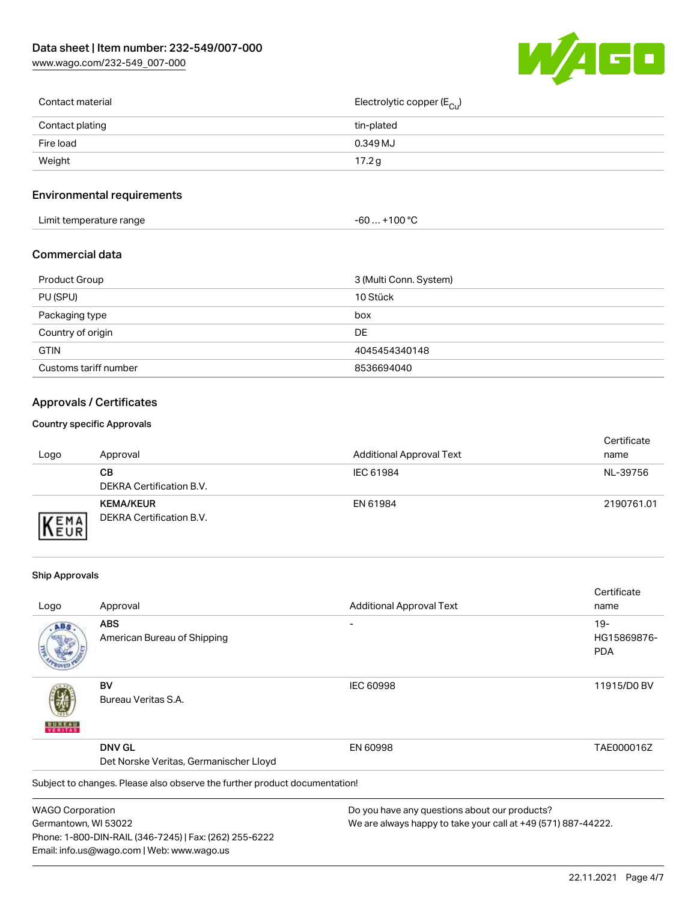| Contact material | Electrolytic copper ($E_{Cu}$) |
| --- | --- |
| Contact plating | tin-plated |
| Fire load | 0.349 MJ |
| Weight | 17.2 g |

## Environmental requirements

| Limit temperature range | -60 … +100 °C |
| --- | --- |

## Commercial data

| Product Group | 3 (Multi Conn. System) |
| --- | --- |
| PU (SPU) | 10 Stück |
| Packaging type | box |
| Country of origin | DE |
| GTIN | 4045454340148 |
| Customs tariff number | 8536694040 |

## Approvals / Certificates

### Country specific Approvals

| Logo | Approval | Additional Approval Text | Certificate name |
| --- | --- | --- | --- |
| | **CB**<br>DEKRA Certification B.V. | IEC 61984 | NL-39756 |
| | **KEMA/KEUR**<br>DEKRA Certification B.V. | EN 61984 | 2190761.01 |

### Ship Approvals

| Logo | Approval | Additional Approval Text | Certificate name |
| --- | --- | --- | --- |
| | **ABS**<br>American Bureau of Shipping | - | 19-HG15869876-PDA |
| | **BV**<br>Bureau Veritas S.A. | IEC 60998 | 11915/D0 BV |
| | **DNV GL**<br>Det Norske Veritas, Germanischer Lloyd | EN 60998 | TAE000016Z |

Subject to changes. Please also observe the further product documentation!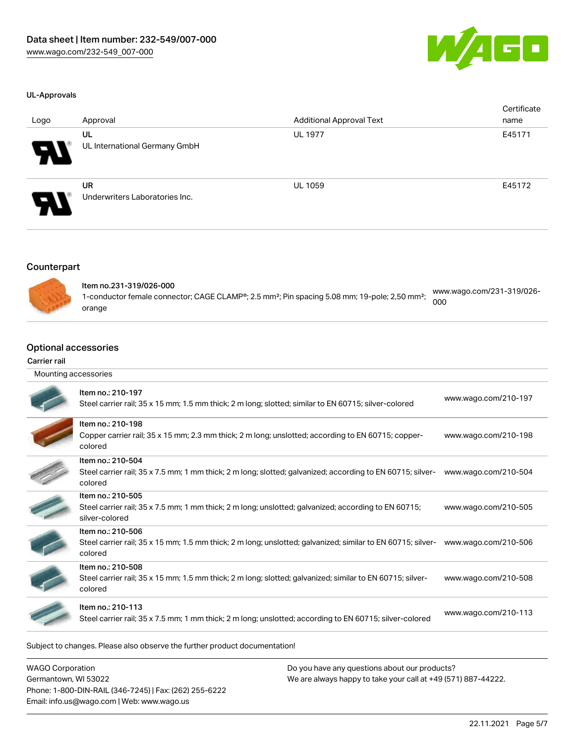### UL-Approvals

| Logo | Approval | Additional Approval Text | Certificate name |
|---|---|---|---|
| | UL<br>UL International Germany GmbH | UL 1977 | E45171 |
| | UR<br>Underwriters Laboratories Inc. | UL 1059 | E45172 |

## Counterpart

| Item | Link |
|---|---|
| Item no.231-319/026-000<br>1-conductor female connector; CAGE CLAMP®; 2.5 mm²; Pin spacing 5.08 mm; 19-pole; 2,50 mm²; orange | www.wago.com/231-319/026-000 |

## Optional accessories

### Carrier rail

Mounting accessories

| Item | Link |
|---|---|
| Item no.: 210-197<br>Steel carrier rail; 35 x 15 mm; 1.5 mm thick; 2 m long; slotted; similar to EN 60715; silver-colored | www.wago.com/210-197 |
| Item no.: 210-198<br>Copper carrier rail; 35 x 15 mm; 2.3 mm thick; 2 m long; unslotted; according to EN 60715; copper-colored | www.wago.com/210-198 |
| Item no.: 210-504<br>Steel carrier rail; 35 x 7.5 mm; 1 mm thick; 2 m long; slotted; galvanized; according to EN 60715; silver-colored | www.wago.com/210-504 |
| Item no.: 210-505<br>Steel carrier rail; 35 x 7.5 mm; 1 mm thick; 2 m long; unslotted; galvanized; according to EN 60715; silver-colored | www.wago.com/210-505 |
| Item no.: 210-506<br>Steel carrier rail; 35 x 15 mm; 1.5 mm thick; 2 m long; unslotted; galvanized; similar to EN 60715; silver-colored | www.wago.com/210-506 |
| Item no.: 210-508<br>Steel carrier rail; 35 x 15 mm; 1.5 mm thick; 2 m long; slotted; galvanized; similar to EN 60715; silver-colored | www.wago.com/210-508 |
| Item no.: 210-113<br>Steel carrier rail; 35 x 7.5 mm; 1 mm thick; 2 m long; unslotted; according to EN 60715; silver-colored | www.wago.com/210-113 |

Subject to changes. Please also observe the further product documentation!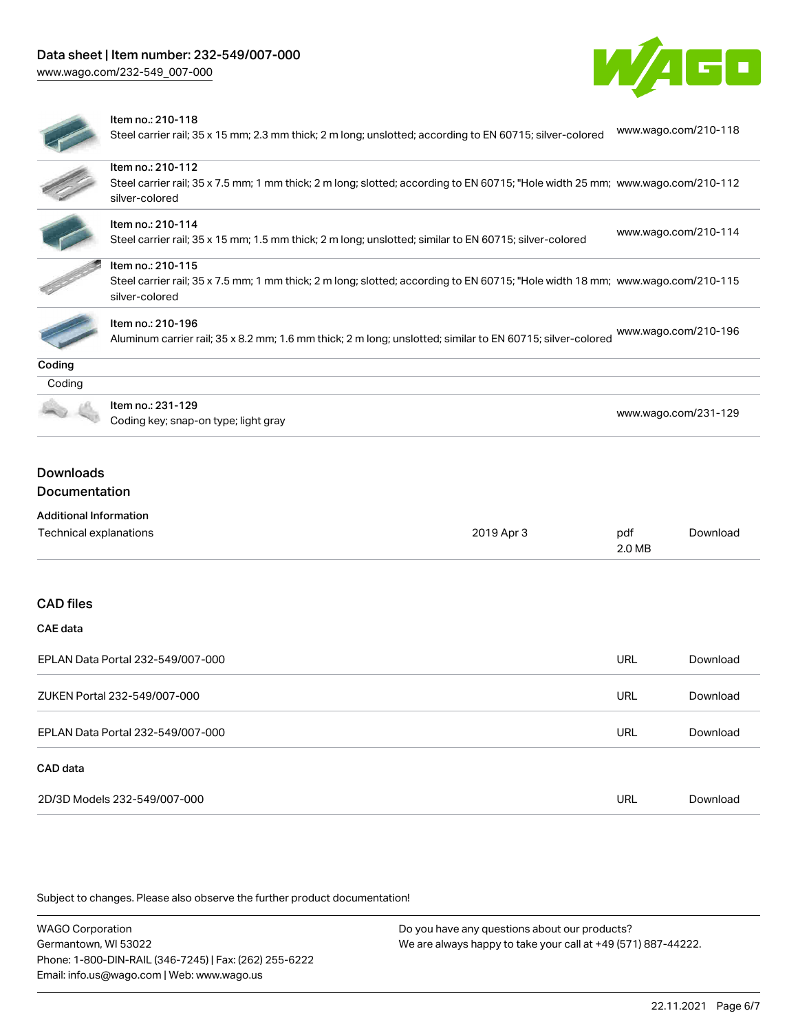| Item | Description | Link |
|---|---|---|
| Item no.: 210-118 | Steel carrier rail; 35 x 15 mm; 2.3 mm thick; 2 m long; unslotted; according to EN 60715; silver-colored | www.wago.com/210-118 |
| Item no.: 210-112 | Steel carrier rail; 35 x 7.5 mm; 1 mm thick; 2 m long; slotted; according to EN 60715; "Hole width 25 mm; silver-colored | www.wago.com/210-112 |
| Item no.: 210-114 | Steel carrier rail; 35 x 15 mm; 1.5 mm thick; 2 m long; unslotted; similar to EN 60715; silver-colored | www.wago.com/210-114 |
| Item no.: 210-115 | Steel carrier rail; 35 x 7.5 mm; 1 mm thick; 2 m long; slotted; according to EN 60715; "Hole width 18 mm; silver-colored | www.wago.com/210-115 |
| Item no.: 210-196 | Aluminum carrier rail; 35 x 8.2 mm; 1.6 mm thick; 2 m long; unslotted; similar to EN 60715; silver-colored | www.wago.com/210-196 |

**Coding**

Coding

| Item | Description | Link |
|---|---|---|
| Item no.: 231-129 | Coding key; snap-on type; light gray | www.wago.com/231-129 |

## Downloads

### Documentation

**Additional Information**

| | | | |
|---|---|---|---|
| Technical explanations | 2019 Apr 3 | pdf 2.0 MB | Download |

### CAD files

**CAE data**

| | | |
|---|---|---|
| EPLAN Data Portal 232-549/007-000 | URL | Download |
| ZUKEN Portal 232-549/007-000 | URL | Download |
| EPLAN Data Portal 232-549/007-000 | URL | Download |

**CAD data**

| | | |
|---|---|---|
| 2D/3D Models 232-549/007-000 | URL | Download |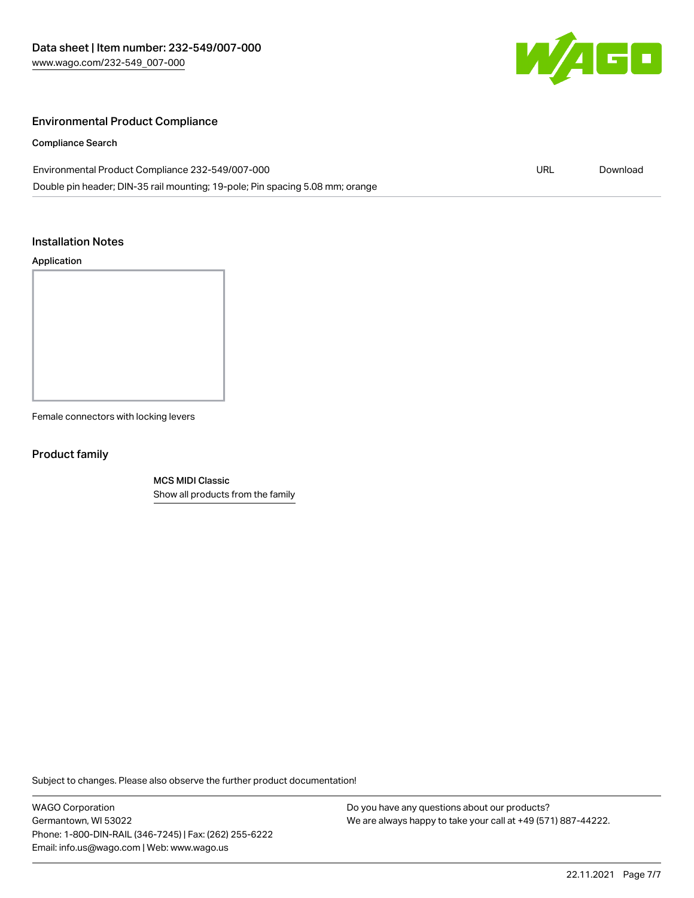## Environmental Product Compliance

### Compliance Search

| | | |
|---|---|---|
| Environmental Product Compliance 232-549/007-000 | URL | Download |
| Double pin header; DIN-35 rail mounting; 19-pole; Pin spacing 5.08 mm; orange | | |

## Installation Notes

### Application

Female connectors with locking levers

## Product family

**MCS MIDI Classic**
Show all products from the family

Subject to changes. Please also observe the further product documentation!

WAGO Corporation
Germantown, WI 53022
Phone: 1-800-DIN-RAIL (346-7245) | Fax: (262) 255-6222
Email: info.us@wago.com | Web: www.wago.us

Do you have any questions about our products?
We are always happy to take your call at +49 (571) 887-44222.

22.11.2021